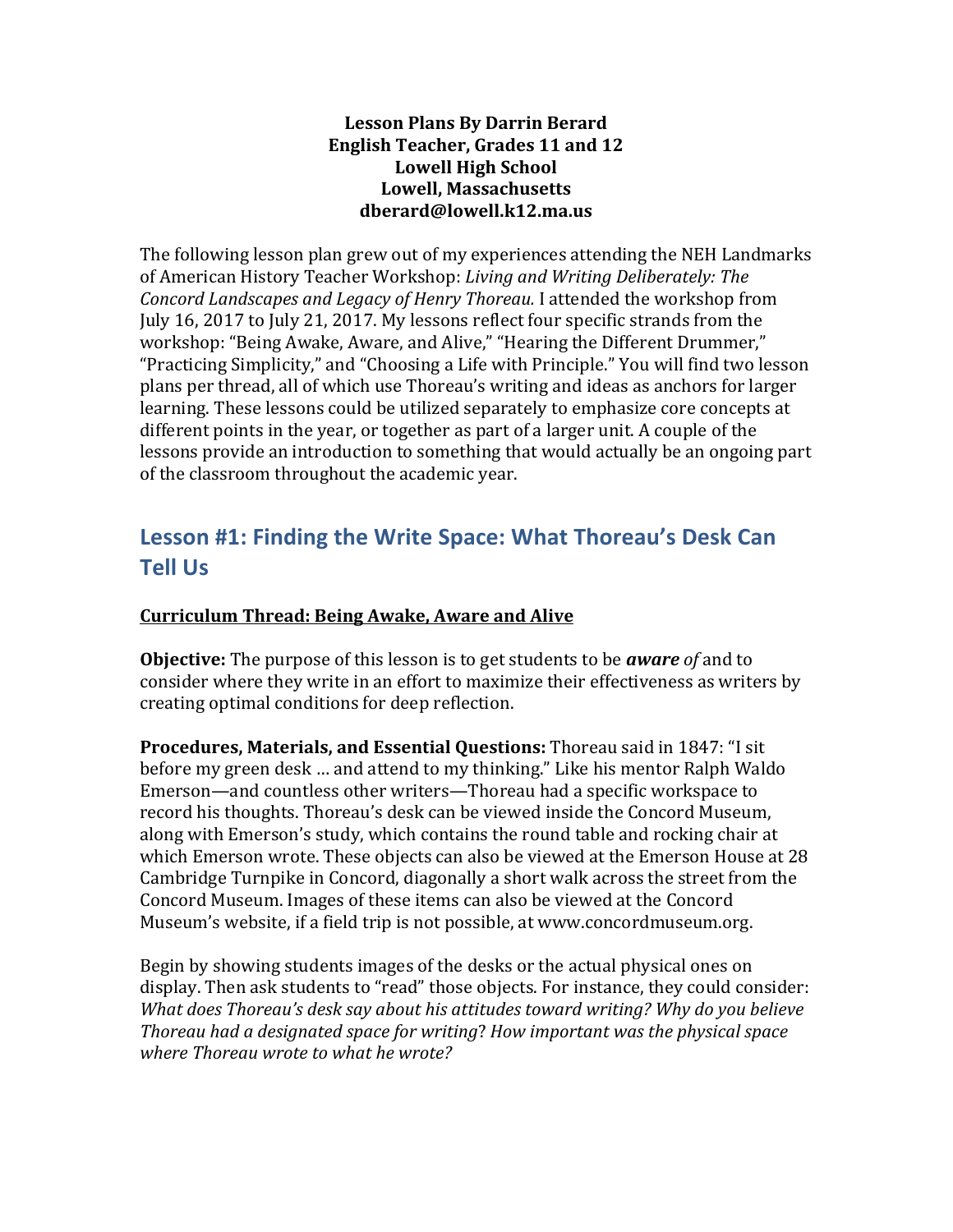**Lesson Plans By Darrin Berard**
**English Teacher, Grades 11 and 12**
**Lowell High School**
**Lowell, Massachusetts**
**dberard@lowell.k12.ma.us**

The following lesson plan grew out of my experiences attending the NEH Landmarks of American History Teacher Workshop: *Living and Writing Deliberately: The Concord Landscapes and Legacy of Henry Thoreau.* I attended the workshop from July 16, 2017 to July 21, 2017. My lessons reflect four specific strands from the workshop: "Being Awake, Aware, and Alive," "Hearing the Different Drummer," "Practicing Simplicity," and "Choosing a Life with Principle." You will find two lesson plans per thread, all of which use Thoreau's writing and ideas as anchors for larger learning. These lessons could be utilized separately to emphasize core concepts at different points in the year, or together as part of a larger unit. A couple of the lessons provide an introduction to something that would actually be an ongoing part of the classroom throughout the academic year.

## Lesson #1: Finding the Write Space: What Thoreau's Desk Can Tell Us

**Curriculum Thread: Being Awake, Aware and Alive**

**Objective:** The purpose of this lesson is to get students to be ***aware*** *of* and to consider where they write in an effort to maximize their effectiveness as writers by creating optimal conditions for deep reflection.

**Procedures, Materials, and Essential Questions:** Thoreau said in 1847: "I sit before my green desk … and attend to my thinking." Like his mentor Ralph Waldo Emerson—and countless other writers—Thoreau had a specific workspace to record his thoughts. Thoreau's desk can be viewed inside the Concord Museum, along with Emerson's study, which contains the round table and rocking chair at which Emerson wrote. These objects can also be viewed at the Emerson House at 28 Cambridge Turnpike in Concord, diagonally a short walk across the street from the Concord Museum. Images of these items can also be viewed at the Concord Museum's website, if a field trip is not possible, at www.concordmuseum.org.

Begin by showing students images of the desks or the actual physical ones on display. Then ask students to "read" those objects. For instance, they could consider: *What does Thoreau's desk say about his attitudes toward writing? Why do you believe Thoreau had a designated space for writing? How important was the physical space where Thoreau wrote to what he wrote?*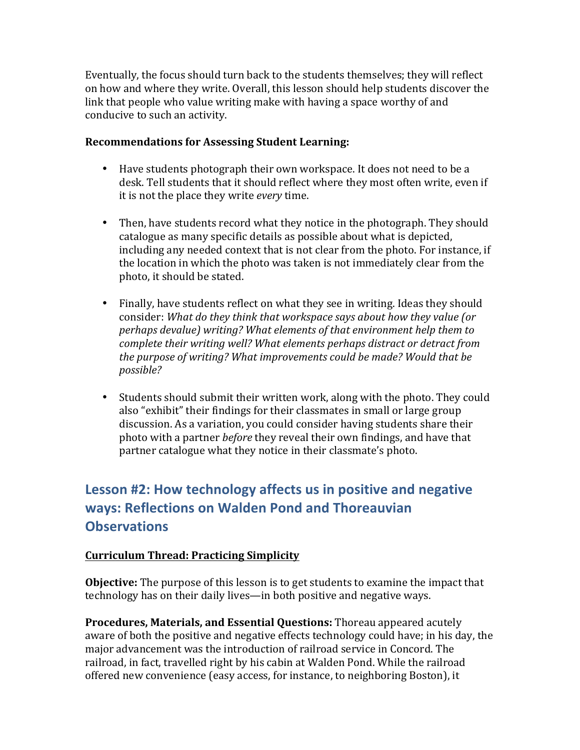Eventually, the focus should turn back to the students themselves; they will reflect on how and where they write. Overall, this lesson should help students discover the link that people who value writing make with having a space worthy of and conducive to such an activity.

**Recommendations for Assessing Student Learning:**

- Have students photograph their own workspace. It does not need to be a desk. Tell students that it should reflect where they most often write, even if it is not the place they write *every* time.

- Then, have students record what they notice in the photograph. They should catalogue as many specific details as possible about what is depicted, including any needed context that is not clear from the photo. For instance, if the location in which the photo was taken is not immediately clear from the photo, it should be stated.

- Finally, have students reflect on what they see in writing. Ideas they should consider: *What do they think that workspace says about how they value (or perhaps devalue) writing? What elements of that environment help them to complete their writing well? What elements perhaps distract or detract from the purpose of writing? What improvements could be made? Would that be possible?*

- Students should submit their written work, along with the photo. They could also "exhibit" their findings for their classmates in small or large group discussion. As a variation, you could consider having students share their photo with a partner *before* they reveal their own findings, and have that partner catalogue what they notice in their classmate's photo.

## Lesson #2: How technology affects us in positive and negative ways: Reflections on Walden Pond and Thoreauvian Observations

**<u>Curriculum Thread: Practicing Simplicity</u>**

**Objective:** The purpose of this lesson is to get students to examine the impact that technology has on their daily lives—in both positive and negative ways.

**Procedures, Materials, and Essential Questions:** Thoreau appeared acutely aware of both the positive and negative effects technology could have; in his day, the major advancement was the introduction of railroad service in Concord. The railroad, in fact, travelled right by his cabin at Walden Pond. While the railroad offered new convenience (easy access, for instance, to neighboring Boston), it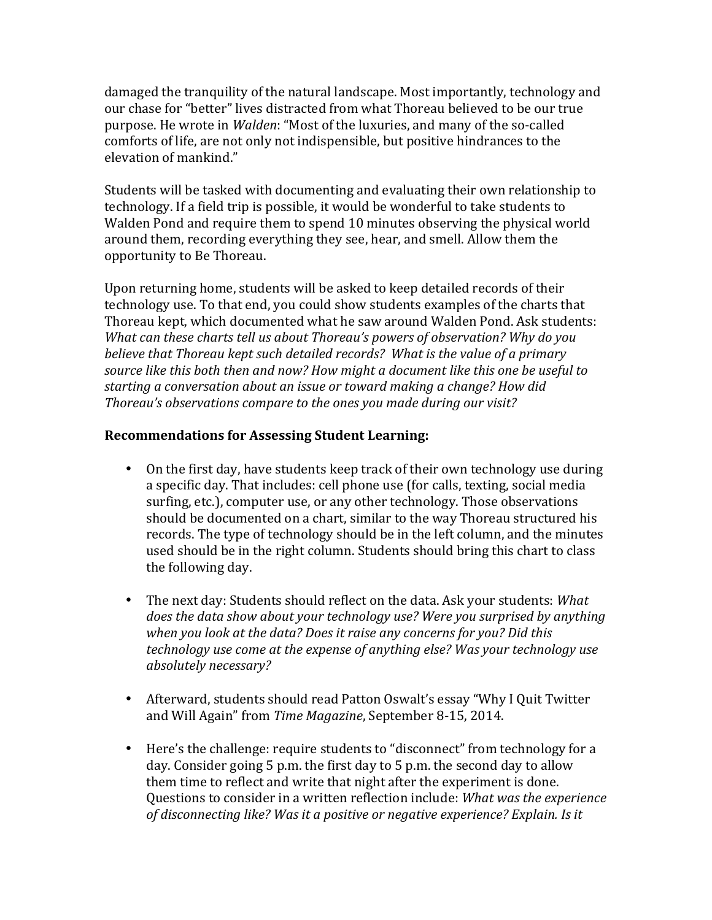damaged the tranquility of the natural landscape. Most importantly, technology and our chase for "better" lives distracted from what Thoreau believed to be our true purpose. He wrote in *Walden*: "Most of the luxuries, and many of the so-called comforts of life, are not only not indispensible, but positive hindrances to the elevation of mankind."

Students will be tasked with documenting and evaluating their own relationship to technology. If a field trip is possible, it would be wonderful to take students to Walden Pond and require them to spend 10 minutes observing the physical world around them, recording everything they see, hear, and smell. Allow them the opportunity to Be Thoreau.

Upon returning home, students will be asked to keep detailed records of their technology use. To that end, you could show students examples of the charts that Thoreau kept, which documented what he saw around Walden Pond. Ask students: *What can these charts tell us about Thoreau's powers of observation? Why do you believe that Thoreau kept such detailed records? What is the value of a primary source like this both then and now? How might a document like this one be useful to starting a conversation about an issue or toward making a change? How did Thoreau's observations compare to the ones you made during our visit?*

**Recommendations for Assessing Student Learning:**

- On the first day, have students keep track of their own technology use during a specific day. That includes: cell phone use (for calls, texting, social media surfing, etc.), computer use, or any other technology. Those observations should be documented on a chart, similar to the way Thoreau structured his records. The type of technology should be in the left column, and the minutes used should be in the right column. Students should bring this chart to class the following day.

- The next day: Students should reflect on the data. Ask your students: *What does the data show about your technology use? Were you surprised by anything when you look at the data? Does it raise any concerns for you? Did this technology use come at the expense of anything else? Was your technology use absolutely necessary?*

- Afterward, students should read Patton Oswalt's essay "Why I Quit Twitter and Will Again" from *Time Magazine*, September 8-15, 2014.

- Here's the challenge: require students to "disconnect" from technology for a day. Consider going 5 p.m. the first day to 5 p.m. the second day to allow them time to reflect and write that night after the experiment is done. Questions to consider in a written reflection include: *What was the experience of disconnecting like? Was it a positive or negative experience? Explain. Is it*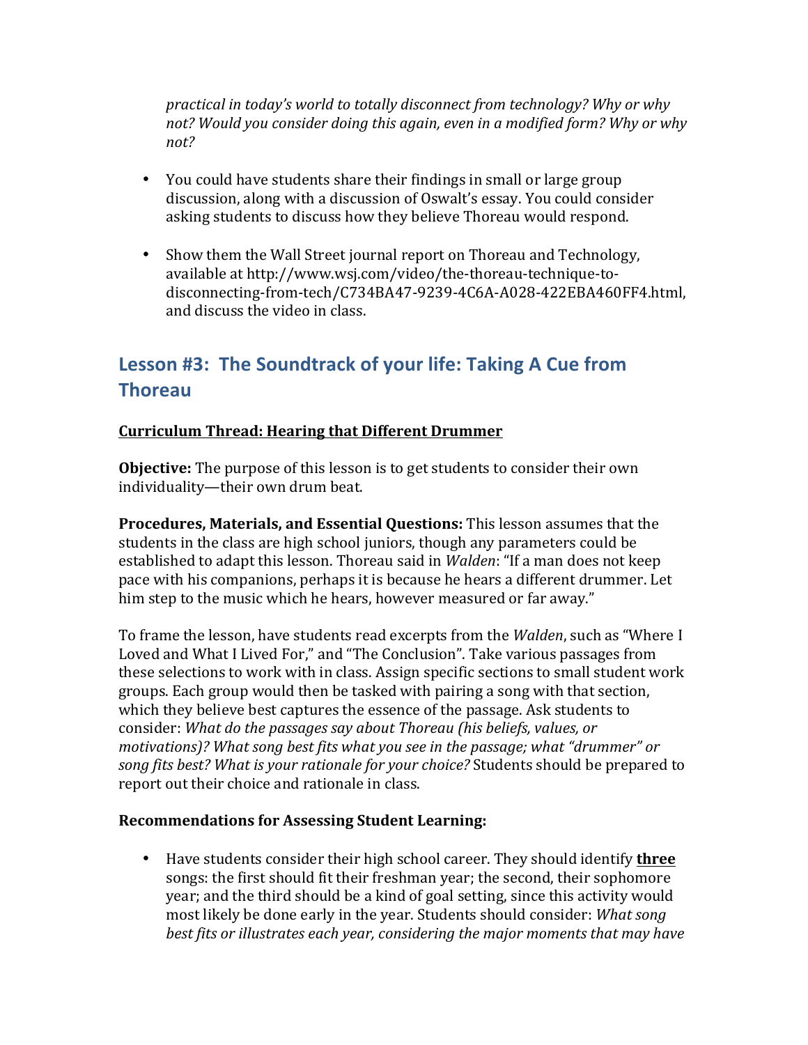*practical in today's world to totally disconnect from technology? Why or why not? Would you consider doing this again, even in a modified form? Why or why not?*

- You could have students share their findings in small or large group discussion, along with a discussion of Oswalt's essay. You could consider asking students to discuss how they believe Thoreau would respond.

- Show them the Wall Street journal report on Thoreau and Technology, available at http://www.wsj.com/video/the-thoreau-technique-to-disconnecting-from-tech/C734BA47-9239-4C6A-A028-422EBA460FF4.html, and discuss the video in class.

## Lesson #3: The Soundtrack of your life: Taking A Cue from Thoreau

**Curriculum Thread: Hearing that Different Drummer**

**Objective:** The purpose of this lesson is to get students to consider their own individuality—their own drum beat.

**Procedures, Materials, and Essential Questions:** This lesson assumes that the students in the class are high school juniors, though any parameters could be established to adapt this lesson. Thoreau said in *Walden*: "If a man does not keep pace with his companions, perhaps it is because he hears a different drummer. Let him step to the music which he hears, however measured or far away."

To frame the lesson, have students read excerpts from the *Walden*, such as "Where I Loved and What I Lived For," and "The Conclusion". Take various passages from these selections to work with in class. Assign specific sections to small student work groups. Each group would then be tasked with pairing a song with that section, which they believe best captures the essence of the passage. Ask students to consider: *What do the passages say about Thoreau (his beliefs, values, or motivations)? What song best fits what you see in the passage; what "drummer" or song fits best? What is your rationale for your choice?* Students should be prepared to report out their choice and rationale in class.

**Recommendations for Assessing Student Learning:**

- Have students consider their high school career. They should identify **three** songs: the first should fit their freshman year; the second, their sophomore year; and the third should be a kind of goal setting, since this activity would most likely be done early in the year. Students should consider: *What song best fits or illustrates each year, considering the major moments that may have*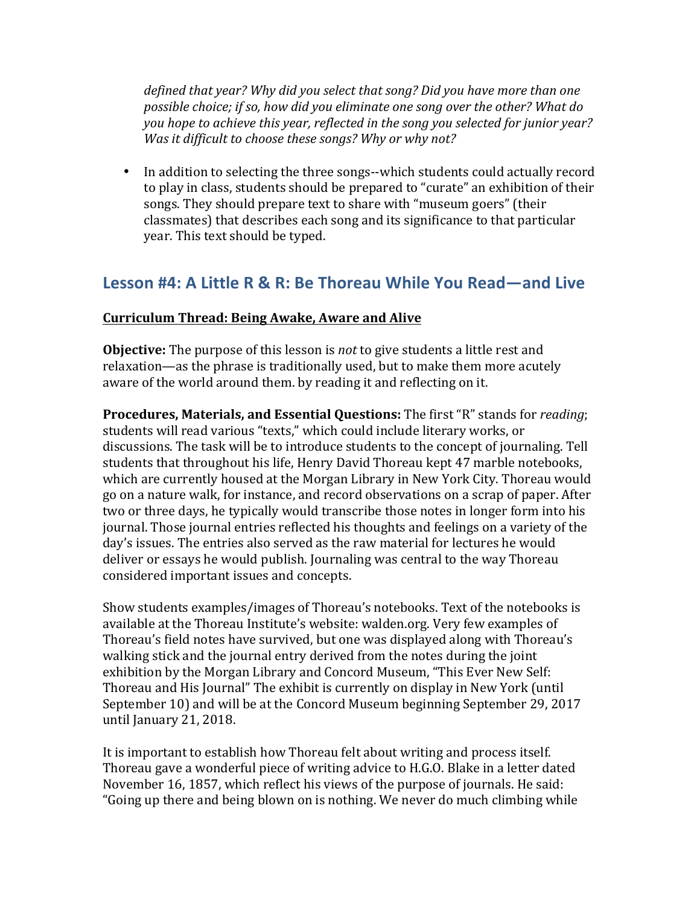*defined that year? Why did you select that song? Did you have more than one possible choice; if so, how did you eliminate one song over the other? What do you hope to achieve this year, reflected in the song you selected for junior year? Was it difficult to choose these songs? Why or why not?*

- In addition to selecting the three songs--which students could actually record to play in class, students should be prepared to "curate" an exhibition of their songs. They should prepare text to share with "museum goers" (their classmates) that describes each song and its significance to that particular year. This text should be typed.

## Lesson #4: A Little R & R: Be Thoreau While You Read—and Live

**Curriculum Thread: Being Awake, Aware and Alive**

**Objective:** The purpose of this lesson is *not* to give students a little rest and relaxation—as the phrase is traditionally used, but to make them more acutely aware of the world around them. by reading it and reflecting on it.

**Procedures, Materials, and Essential Questions:** The first "R" stands for *reading*; students will read various "texts," which could include literary works, or discussions. The task will be to introduce students to the concept of journaling. Tell students that throughout his life, Henry David Thoreau kept 47 marble notebooks, which are currently housed at the Morgan Library in New York City. Thoreau would go on a nature walk, for instance, and record observations on a scrap of paper. After two or three days, he typically would transcribe those notes in longer form into his journal. Those journal entries reflected his thoughts and feelings on a variety of the day's issues. The entries also served as the raw material for lectures he would deliver or essays he would publish. Journaling was central to the way Thoreau considered important issues and concepts.

Show students examples/images of Thoreau's notebooks. Text of the notebooks is available at the Thoreau Institute's website: walden.org. Very few examples of Thoreau's field notes have survived, but one was displayed along with Thoreau's walking stick and the journal entry derived from the notes during the joint exhibition by the Morgan Library and Concord Museum, "This Ever New Self: Thoreau and His Journal" The exhibit is currently on display in New York (until September 10) and will be at the Concord Museum beginning September 29, 2017 until January 21, 2018.

It is important to establish how Thoreau felt about writing and process itself. Thoreau gave a wonderful piece of writing advice to H.G.O. Blake in a letter dated November 16, 1857, which reflect his views of the purpose of journals. He said: "Going up there and being blown on is nothing. We never do much climbing while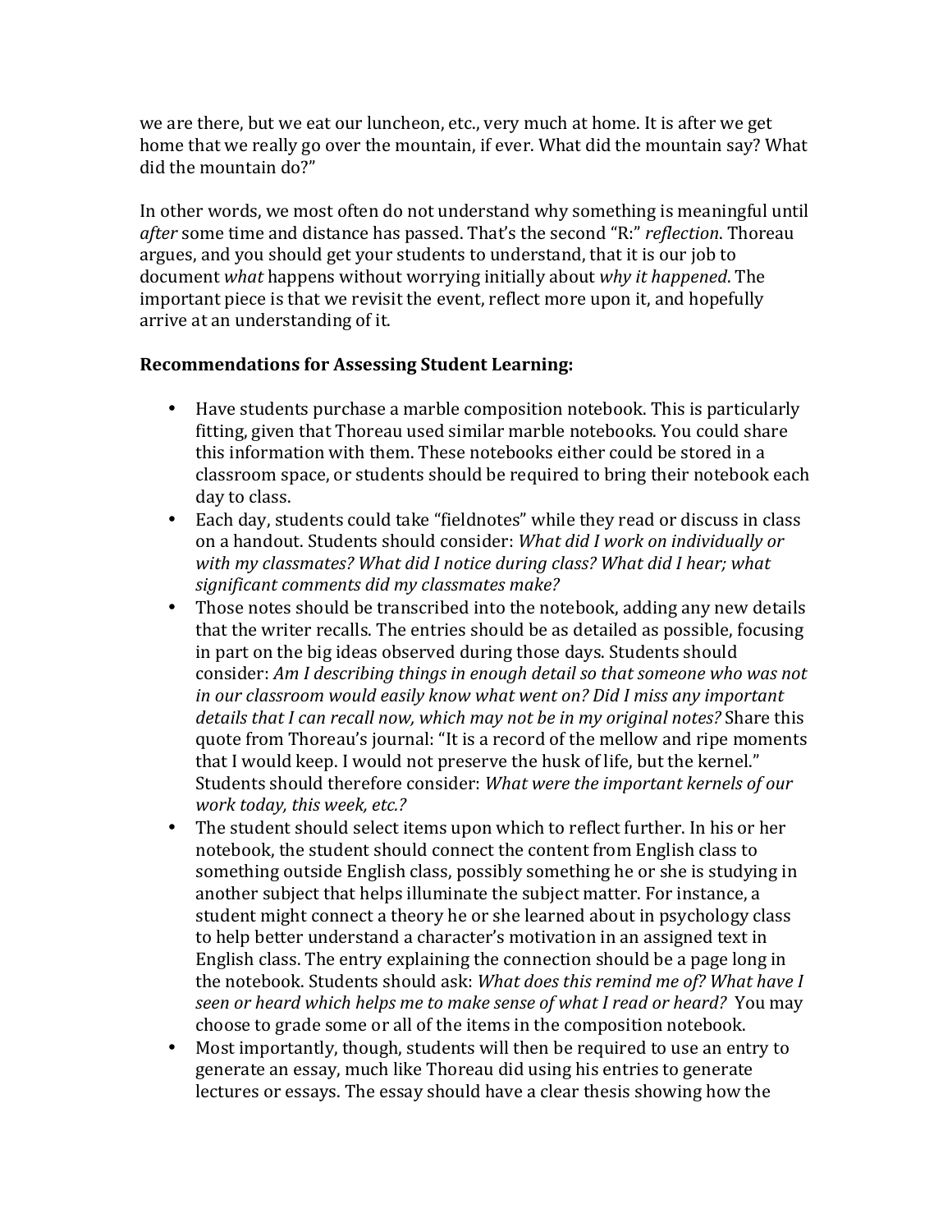we are there, but we eat our luncheon, etc., very much at home. It is after we get home that we really go over the mountain, if ever. What did the mountain say? What did the mountain do?"

In other words, we most often do not understand why something is meaningful until *after* some time and distance has passed. That's the second "R:" *reflection*. Thoreau argues, and you should get your students to understand, that it is our job to document *what* happens without worrying initially about *why it happened*. The important piece is that we revisit the event, reflect more upon it, and hopefully arrive at an understanding of it.

**Recommendations for Assessing Student Learning:**

- Have students purchase a marble composition notebook. This is particularly fitting, given that Thoreau used similar marble notebooks. You could share this information with them. These notebooks either could be stored in a classroom space, or students should be required to bring their notebook each day to class.
- Each day, students could take "fieldnotes" while they read or discuss in class on a handout. Students should consider: *What did I work on individually or with my classmates? What did I notice during class? What did I hear; what significant comments did my classmates make?*
- Those notes should be transcribed into the notebook, adding any new details that the writer recalls. The entries should be as detailed as possible, focusing in part on the big ideas observed during those days. Students should consider: *Am I describing things in enough detail so that someone who was not in our classroom would easily know what went on? Did I miss any important details that I can recall now, which may not be in my original notes?* Share this quote from Thoreau's journal: "It is a record of the mellow and ripe moments that I would keep. I would not preserve the husk of life, but the kernel." Students should therefore consider: *What were the important kernels of our work today, this week, etc.?*
- The student should select items upon which to reflect further. In his or her notebook, the student should connect the content from English class to something outside English class, possibly something he or she is studying in another subject that helps illuminate the subject matter. For instance, a student might connect a theory he or she learned about in psychology class to help better understand a character's motivation in an assigned text in English class. The entry explaining the connection should be a page long in the notebook. Students should ask: *What does this remind me of? What have I seen or heard which helps me to make sense of what I read or heard?* You may choose to grade some or all of the items in the composition notebook.
- Most importantly, though, students will then be required to use an entry to generate an essay, much like Thoreau did using his entries to generate lectures or essays. The essay should have a clear thesis showing how the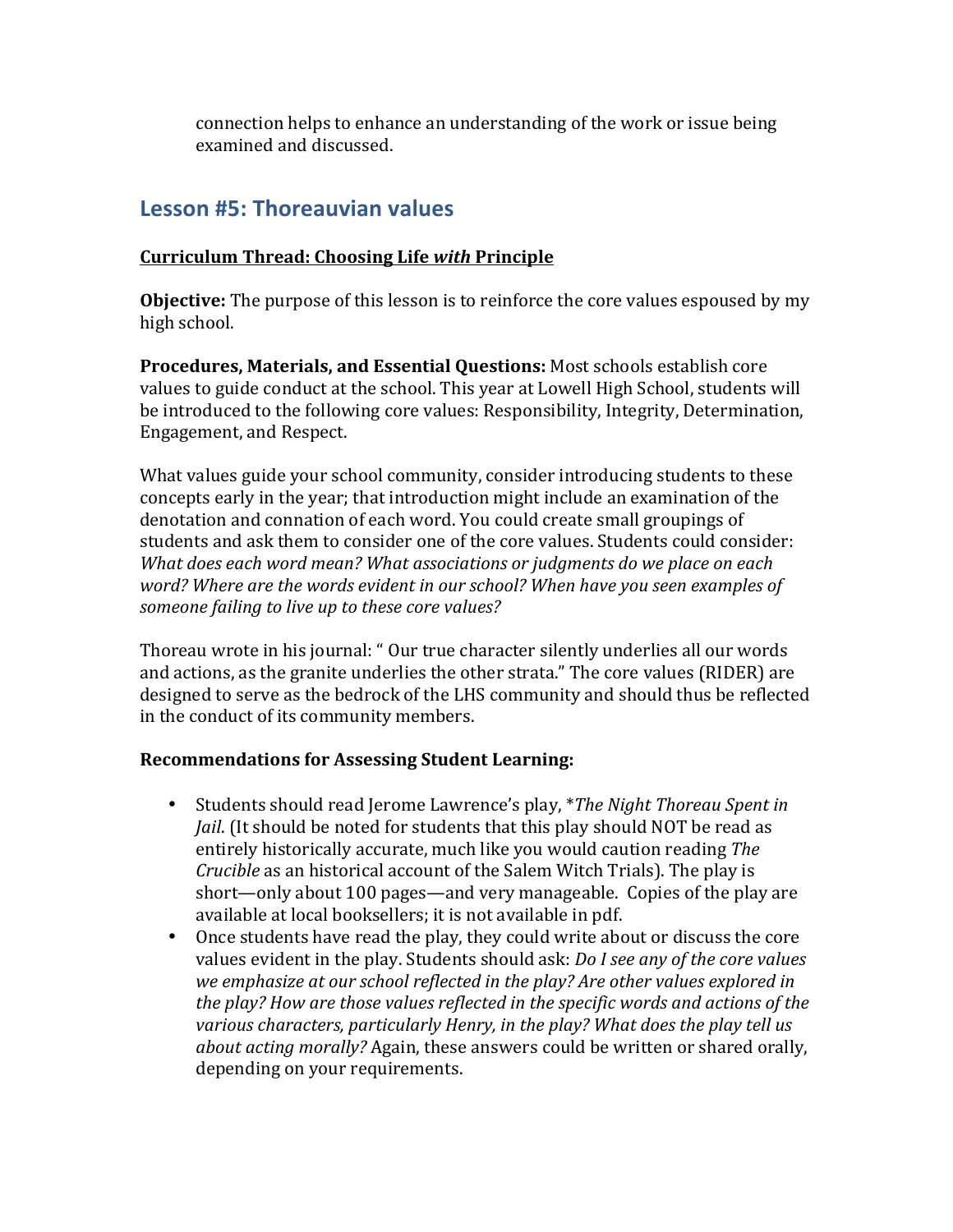connection helps to enhance an understanding of the work or issue being examined and discussed.

## Lesson #5: Thoreauvian values

**Curriculum Thread: Choosing Life *with* Principle**

**Objective:** The purpose of this lesson is to reinforce the core values espoused by my high school.

**Procedures, Materials, and Essential Questions:** Most schools establish core values to guide conduct at the school. This year at Lowell High School, students will be introduced to the following core values: Responsibility, Integrity, Determination, Engagement, and Respect.

What values guide your school community, consider introducing students to these concepts early in the year; that introduction might include an examination of the denotation and connation of each word. You could create small groupings of students and ask them to consider one of the core values. Students could consider: *What does each word mean? What associations or judgments do we place on each word? Where are the words evident in our school? When have you seen examples of someone failing to live up to these core values?*

Thoreau wrote in his journal: " Our true character silently underlies all our words and actions, as the granite underlies the other strata." The core values (RIDER) are designed to serve as the bedrock of the LHS community and should thus be reflected in the conduct of its community members.

**Recommendations for Assessing Student Learning:**

- Students should read Jerome Lawrence's play, **The Night Thoreau Spent in Jail*. (It should be noted for students that this play should NOT be read as entirely historically accurate, much like you would caution reading *The Crucible* as an historical account of the Salem Witch Trials). The play is short—only about 100 pages—and very manageable. Copies of the play are available at local booksellers; it is not available in pdf.
- Once students have read the play, they could write about or discuss the core values evident in the play. Students should ask: *Do I see any of the core values we emphasize at our school reflected in the play? Are other values explored in the play? How are those values reflected in the specific words and actions of the various characters, particularly Henry, in the play? What does the play tell us about acting morally?* Again, these answers could be written or shared orally, depending on your requirements.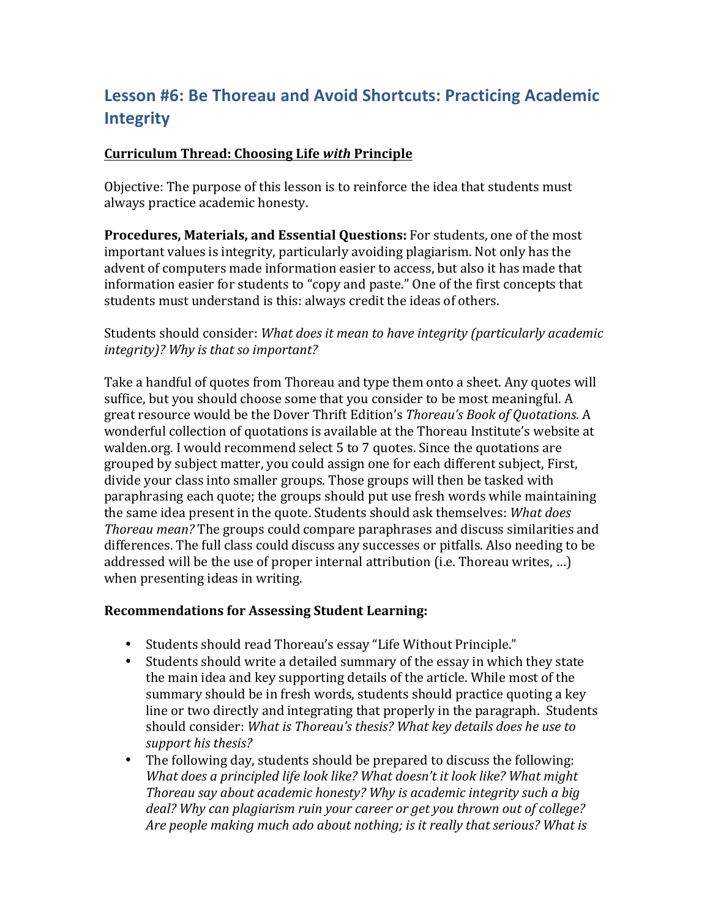## Lesson #6: Be Thoreau and Avoid Shortcuts: Practicing Academic Integrity

**Curriculum Thread: Choosing Life *with* Principle**

Objective: The purpose of this lesson is to reinforce the idea that students must always practice academic honesty.

**Procedures, Materials, and Essential Questions:** For students, one of the most important values is integrity, particularly avoiding plagiarism. Not only has the advent of computers made information easier to access, but also it has made that information easier for students to "copy and paste." One of the first concepts that students must understand is this: always credit the ideas of others.

Students should consider: *What does it mean to have integrity (particularly academic integrity)? Why is that so important?*

Take a handful of quotes from Thoreau and type them onto a sheet. Any quotes will suffice, but you should choose some that you consider to be most meaningful. A great resource would be the Dover Thrift Edition's *Thoreau's Book of Quotations.* A wonderful collection of quotations is available at the Thoreau Institute's website at walden.org. I would recommend select 5 to 7 quotes. Since the quotations are grouped by subject matter, you could assign one for each different subject, First, divide your class into smaller groups. Those groups will then be tasked with paraphrasing each quote; the groups should put use fresh words while maintaining the same idea present in the quote. Students should ask themselves: *What does Thoreau mean?* The groups could compare paraphrases and discuss similarities and differences. The full class could discuss any successes or pitfalls. Also needing to be addressed will be the use of proper internal attribution (i.e. Thoreau writes, …) when presenting ideas in writing.

**Recommendations for Assessing Student Learning:**

- Students should read Thoreau's essay "Life Without Principle."
- Students should write a detailed summary of the essay in which they state the main idea and key supporting details of the article. While most of the summary should be in fresh words, students should practice quoting a key line or two directly and integrating that properly in the paragraph. Students should consider: *What is Thoreau's thesis? What key details does he use to support his thesis?*
- The following day, students should be prepared to discuss the following: *What does a principled life look like? What doesn't it look like? What might Thoreau say about academic honesty? Why is academic integrity such a big deal? Why can plagiarism ruin your career or get you thrown out of college? Are people making much ado about nothing; is it really that serious? What is*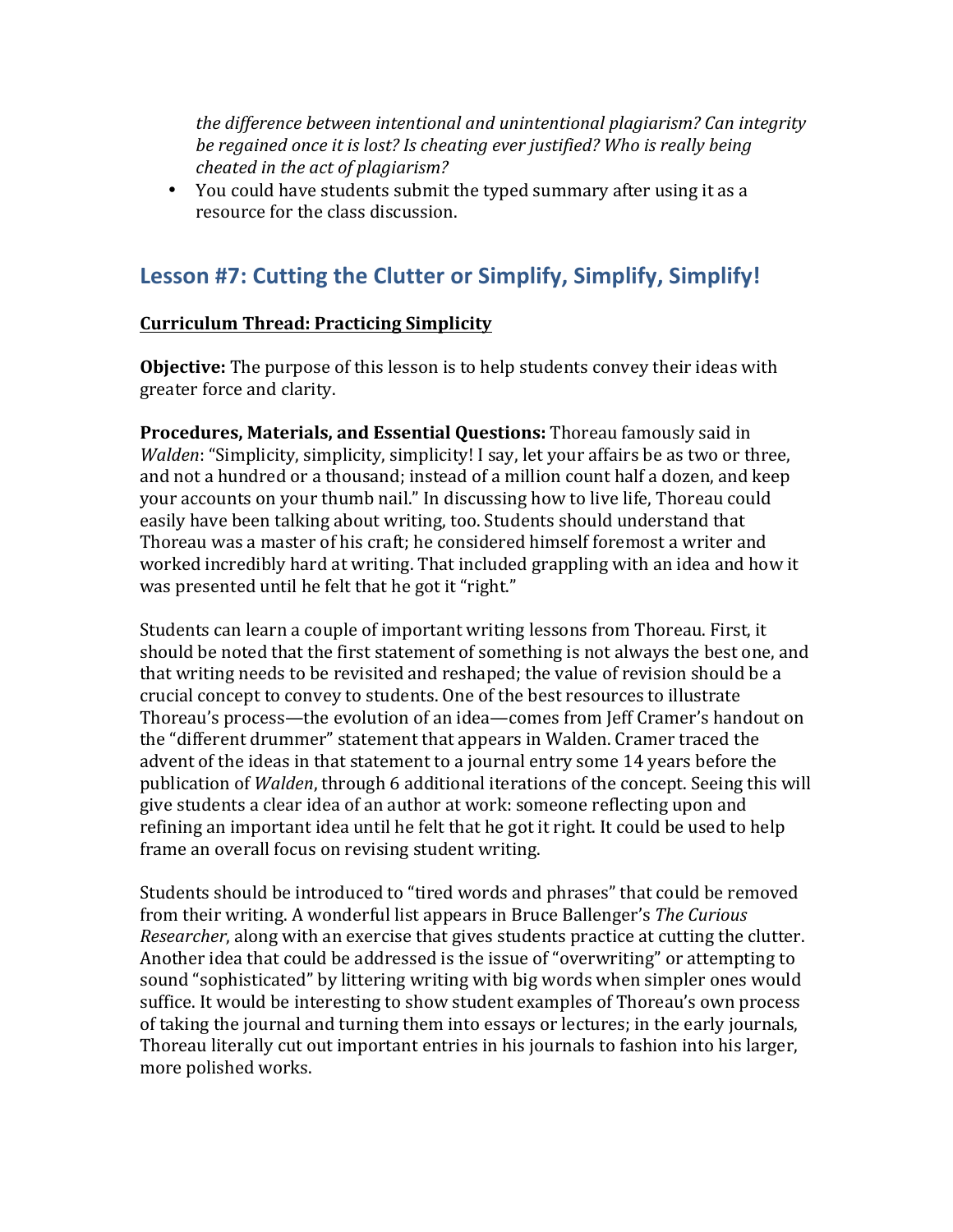*the difference between intentional and unintentional plagiarism? Can integrity be regained once it is lost? Is cheating ever justified? Who is really being cheated in the act of plagiarism?*

- You could have students submit the typed summary after using it as a resource for the class discussion.

## Lesson #7: Cutting the Clutter or Simplify, Simplify, Simplify!

**Curriculum Thread: Practicing Simplicity**

**Objective:** The purpose of this lesson is to help students convey their ideas with greater force and clarity.

**Procedures, Materials, and Essential Questions:** Thoreau famously said in *Walden*: "Simplicity, simplicity, simplicity! I say, let your affairs be as two or three, and not a hundred or a thousand; instead of a million count half a dozen, and keep your accounts on your thumb nail." In discussing how to live life, Thoreau could easily have been talking about writing, too. Students should understand that Thoreau was a master of his craft; he considered himself foremost a writer and worked incredibly hard at writing. That included grappling with an idea and how it was presented until he felt that he got it "right."

Students can learn a couple of important writing lessons from Thoreau. First, it should be noted that the first statement of something is not always the best one, and that writing needs to be revisited and reshaped; the value of revision should be a crucial concept to convey to students. One of the best resources to illustrate Thoreau's process—the evolution of an idea—comes from Jeff Cramer's handout on the "different drummer" statement that appears in Walden. Cramer traced the advent of the ideas in that statement to a journal entry some 14 years before the publication of *Walden*, through 6 additional iterations of the concept. Seeing this will give students a clear idea of an author at work: someone reflecting upon and refining an important idea until he felt that he got it right. It could be used to help frame an overall focus on revising student writing.

Students should be introduced to "tired words and phrases" that could be removed from their writing. A wonderful list appears in Bruce Ballenger's *The Curious Researcher*, along with an exercise that gives students practice at cutting the clutter. Another idea that could be addressed is the issue of "overwriting" or attempting to sound "sophisticated" by littering writing with big words when simpler ones would suffice. It would be interesting to show student examples of Thoreau's own process of taking the journal and turning them into essays or lectures; in the early journals, Thoreau literally cut out important entries in his journals to fashion into his larger, more polished works.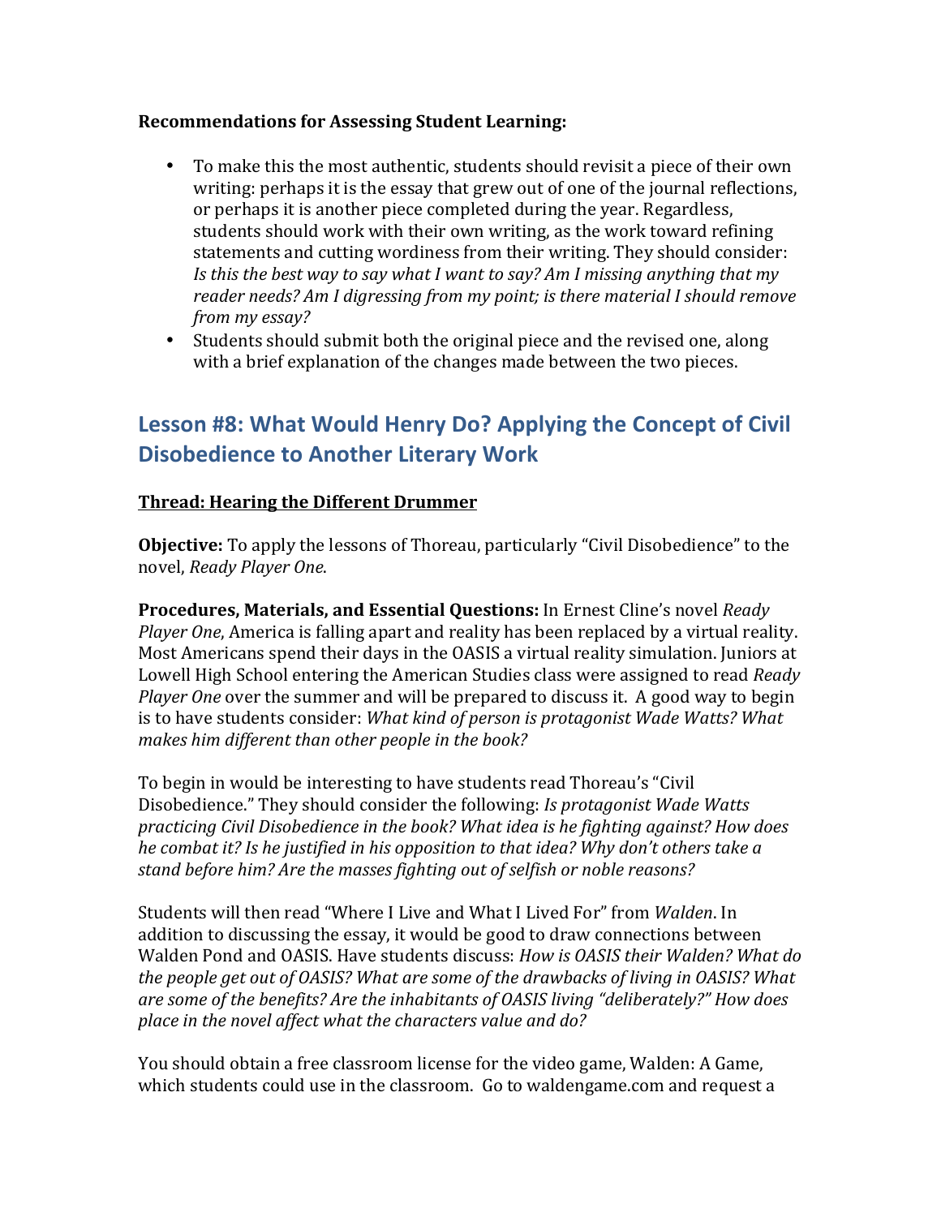**Recommendations for Assessing Student Learning:**

- To make this the most authentic, students should revisit a piece of their own writing: perhaps it is the essay that grew out of one of the journal reflections, or perhaps it is another piece completed during the year. Regardless, students should work with their own writing, as the work toward refining statements and cutting wordiness from their writing. They should consider: *Is this the best way to say what I want to say? Am I missing anything that my reader needs? Am I digressing from my point; is there material I should remove from my essay?*
- Students should submit both the original piece and the revised one, along with a brief explanation of the changes made between the two pieces.

## Lesson #8: What Would Henry Do? Applying the Concept of Civil Disobedience to Another Literary Work

**Thread: Hearing the Different Drummer**

**Objective:** To apply the lessons of Thoreau, particularly "Civil Disobedience" to the novel, *Ready Player One*.

**Procedures, Materials, and Essential Questions:** In Ernest Cline's novel *Ready Player One*, America is falling apart and reality has been replaced by a virtual reality. Most Americans spend their days in the OASIS a virtual reality simulation. Juniors at Lowell High School entering the American Studies class were assigned to read *Ready Player One* over the summer and will be prepared to discuss it. A good way to begin is to have students consider: *What kind of person is protagonist Wade Watts? What makes him different than other people in the book?*

To begin in would be interesting to have students read Thoreau's "Civil Disobedience." They should consider the following: *Is protagonist Wade Watts practicing Civil Disobedience in the book? What idea is he fighting against? How does he combat it? Is he justified in his opposition to that idea? Why don't others take a stand before him? Are the masses fighting out of selfish or noble reasons?*

Students will then read "Where I Live and What I Lived For" from *Walden*. In addition to discussing the essay, it would be good to draw connections between Walden Pond and OASIS. Have students discuss: *How is OASIS their Walden? What do the people get out of OASIS? What are some of the drawbacks of living in OASIS? What are some of the benefits? Are the inhabitants of OASIS living "deliberately?" How does place in the novel affect what the characters value and do?*

You should obtain a free classroom license for the video game, Walden: A Game, which students could use in the classroom. Go to waldengame.com and request a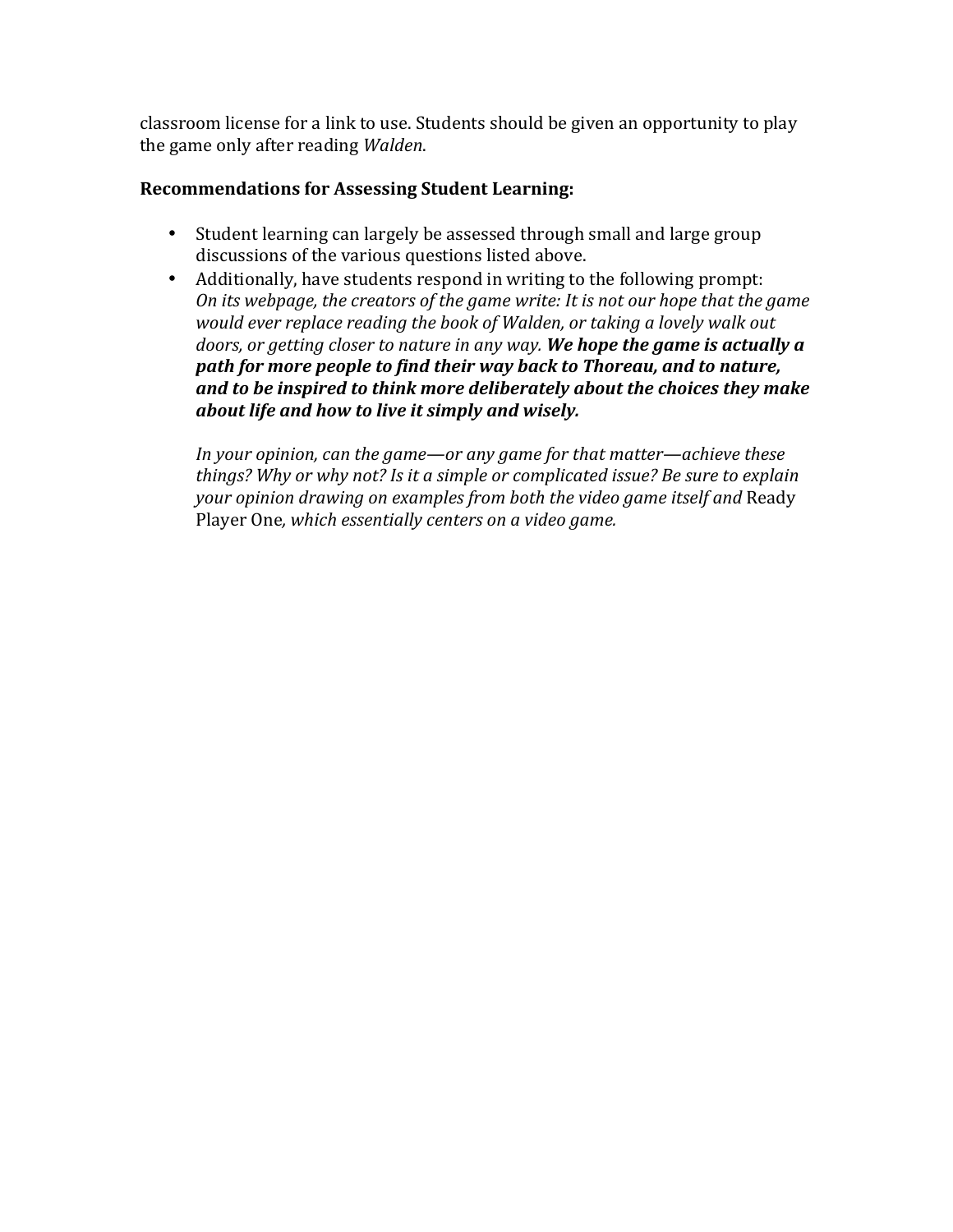classroom license for a link to use. Students should be given an opportunity to play the game only after reading *Walden*.

**Recommendations for Assessing Student Learning:**

- Student learning can largely be assessed through small and large group discussions of the various questions listed above.
- Additionally, have students respond in writing to the following prompt: *On its webpage, the creators of the game write: It is not our hope that the game would ever replace reading the book of Walden, or taking a lovely walk out doors, or getting closer to nature in any way.* ***We hope the game is actually a path for more people to find their way back to Thoreau, and to nature, and to be inspired to think more deliberately about the choices they make about life and how to live it simply and wisely.***

  *In your opinion, can the game—or any game for that matter—achieve these things? Why or why not? Is it a simple or complicated issue? Be sure to explain your opinion drawing on examples from both the video game itself and* Ready Player One*, which essentially centers on a video game.*